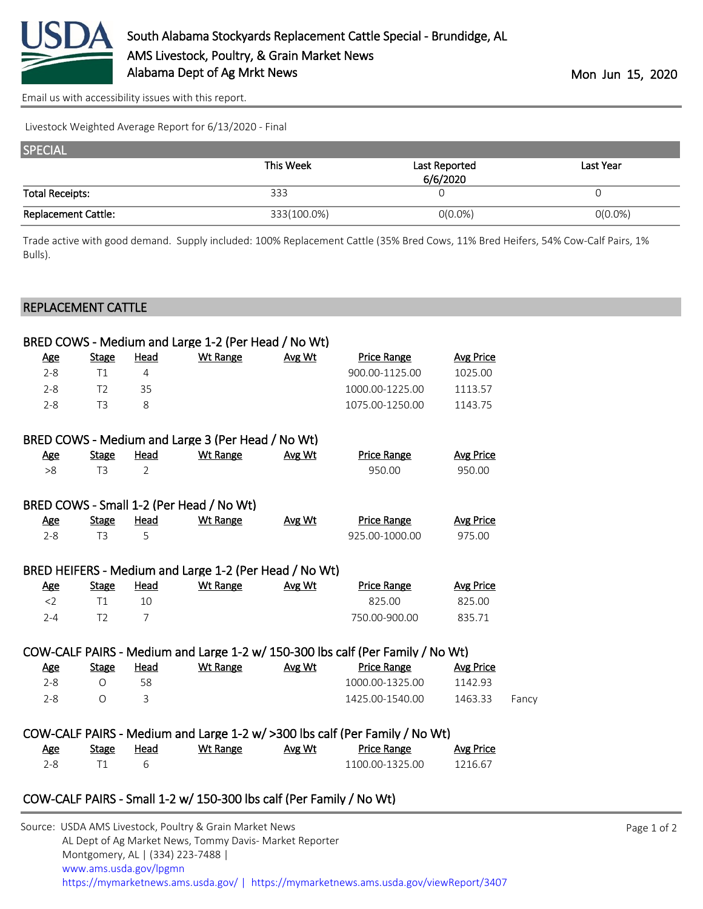# South Alabama Stockyards Replacement Cattle Special - Brundidge, AL

AMS Livestock, Poultry, & Grain Market News
Alabama Dept of Ag Mrkt News

Mon Jun 15, 2020

Email us with accessibility issues with this report.

Livestock Weighted Average Report for 6/13/2020 - Final

## SPECIAL

| | This Week | Last Reported 6/6/2020 | Last Year |
|---|---|---|---|
| Total Receipts: | 333 | 0 | 0 |
| Replacement Cattle: | 333(100.0%) | 0(0.0%) | 0(0.0%) |

Trade active with good demand. Supply included: 100% Replacement Cattle (35% Bred Cows, 11% Bred Heifers, 54% Cow-Calf Pairs, 1% Bulls).

## REPLACEMENT CATTLE

### BRED COWS - Medium and Large 1-2 (Per Head / No Wt)

| Age | Stage | Head | Wt Range | Avg Wt | Price Range | Avg Price |
|---|---|---|---|---|---|---|
| 2-8 | T1 | 4 | | | 900.00-1125.00 | 1025.00 |
| 2-8 | T2 | 35 | | | 1000.00-1225.00 | 1113.57 |
| 2-8 | T3 | 8 | | | 1075.00-1250.00 | 1143.75 |

### BRED COWS - Medium and Large 3 (Per Head / No Wt)

| Age | Stage | Head | Wt Range | Avg Wt | Price Range | Avg Price |
|---|---|---|---|---|---|---|
| >8 | T3 | 2 | | | 950.00 | 950.00 |

### BRED COWS - Small 1-2 (Per Head / No Wt)

| Age | Stage | Head | Wt Range | Avg Wt | Price Range | Avg Price |
|---|---|---|---|---|---|---|
| 2-8 | T3 | 5 | | | 925.00-1000.00 | 975.00 |

### BRED HEIFERS - Medium and Large 1-2 (Per Head / No Wt)

| Age | Stage | Head | Wt Range | Avg Wt | Price Range | Avg Price |
|---|---|---|---|---|---|---|
| <2 | T1 | 10 | | | 825.00 | 825.00 |
| 2-4 | T2 | 7 | | | 750.00-900.00 | 835.71 |

### COW-CALF PAIRS - Medium and Large 1-2 w/ 150-300 lbs calf (Per Family / No Wt)

| Age | Stage | Head | Wt Range | Avg Wt | Price Range | Avg Price | |
|---|---|---|---|---|---|---|---|
| 2-8 | O | 58 | | | 1000.00-1325.00 | 1142.93 | |
| 2-8 | O | 3 | | | 1425.00-1540.00 | 1463.33 | Fancy |

### COW-CALF PAIRS - Medium and Large 1-2 w/ >300 lbs calf (Per Family / No Wt)

| Age | Stage | Head | Wt Range | Avg Wt | Price Range | Avg Price |
|---|---|---|---|---|---|---|
| 2-8 | T1 | 6 | | | 1100.00-1325.00 | 1216.67 |

### COW-CALF PAIRS - Small 1-2 w/ 150-300 lbs calf (Per Family / No Wt)

Source: USDA AMS Livestock, Poultry & Grain Market News
AL Dept of Ag Market News, Tommy Davis- Market Reporter
Montgomery, AL | (334) 223-7488 |
www.ams.usda.gov/lpgmn
https://mymarketnews.ams.usda.gov/ | https://mymarketnews.ams.usda.gov/viewReport/3407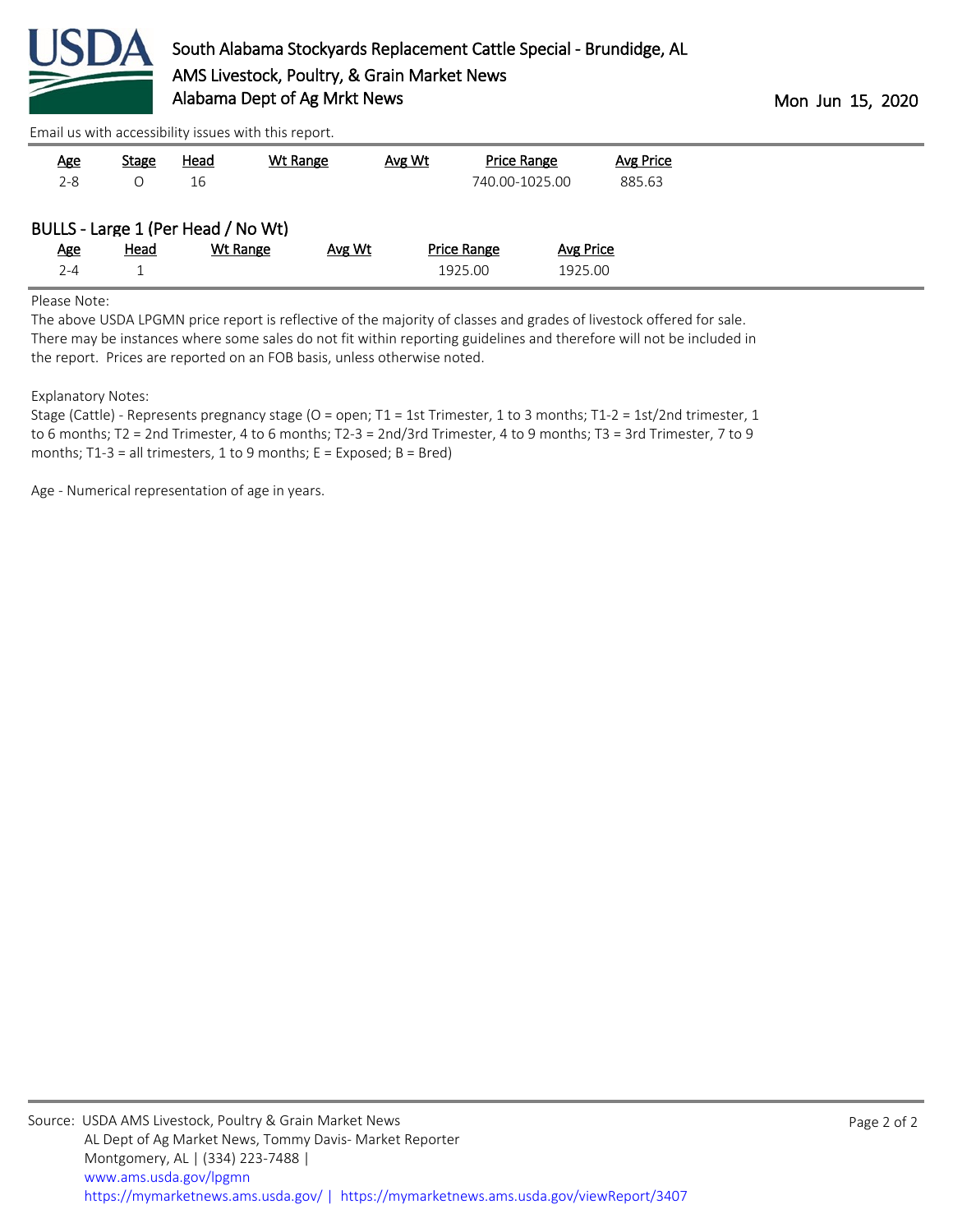| Age | Stage | Head | Wt Range | Avg Wt | Price Range | Avg Price |
|---|---|---|---|---|---|---|
| 2-8 | O | 16 | | | 740.00-1025.00 | 885.63 |

### BULLS - Large 1 (Per Head / No Wt)

| Age | Head | Wt Range | Avg Wt | Price Range | Avg Price |
|---|---|---|---|---|---|
| 2-4 | 1 | | | 1925.00 | 1925.00 |

Please Note:

The above USDA LPGMN price report is reflective of the majority of classes and grades of livestock offered for sale. There may be instances where some sales do not fit within reporting guidelines and therefore will not be included in the report. Prices are reported on an FOB basis, unless otherwise noted.

Explanatory Notes:

Stage (Cattle) - Represents pregnancy stage (O = open; T1 = 1st Trimester, 1 to 3 months; T1-2 = 1st/2nd trimester, 1 to 6 months; T2 = 2nd Trimester, 4 to 6 months; T2-3 = 2nd/3rd Trimester, 4 to 9 months; T3 = 3rd Trimester, 7 to 9 months; T1-3 = all trimesters, 1 to 9 months; E = Exposed; B = Bred)

Age - Numerical representation of age in years.

Source: USDA AMS Livestock, Poultry & Grain Market News
AL Dept of Ag Market News, Tommy Davis- Market Reporter
Montgomery, AL | (334) 223-7488 |
www.ams.usda.gov/lpgmn
https://mymarketnews.ams.usda.gov/ | https://mymarketnews.ams.usda.gov/viewReport/3407